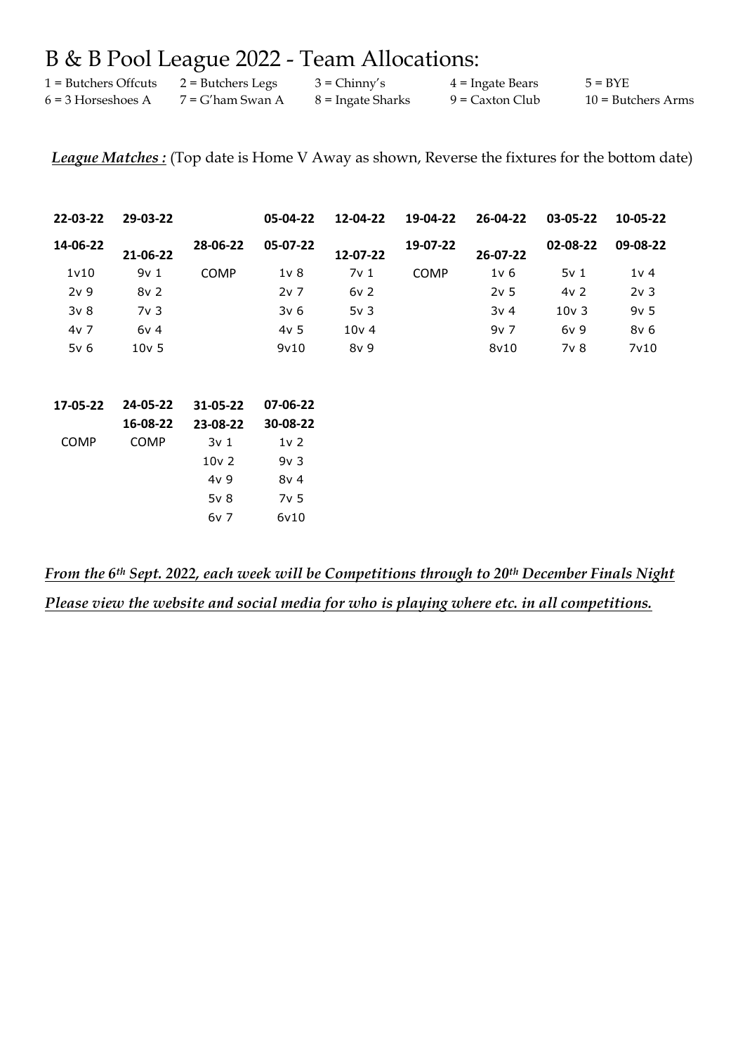# B & B Pool League 2022 - Team Allocations:

| | | | | |
|---|---|---|---|---|
| 1 = Butchers Offcuts | 2 = Butchers Legs | 3 = Chinny's | 4 = Ingate Bears | 5 = BYE |
| 6 = 3 Horseshoes A | 7 = G'ham Swan A | 8 = Ingate Sharks | 9 = Caxton Club | 10 = Butchers Arms |

***League Matches :*** (Top date is Home V Away as shown, Reverse the fixtures for the bottom date)

| **22-03-22** | **29-03-22** | | **05-04-22** | **12-04-22** | **19-04-22** | **26-04-22** | **03-05-22** | **10-05-22** |
|---|---|---|---|---|---|---|---|---|
| **14-06-22** | **21-06-22** | **28-06-22** | **05-07-22** | **12-07-22** | **19-07-22** | **26-07-22** | **02-08-22** | **09-08-22** |
| 1v10 | 9v 1 | COMP | 1v 8 | 7v 1 | COMP | 1v 6 | 5v 1 | 1v 4 |
| 2v 9 | 8v 2 | | 2v 7 | 6v 2 | | 2v 5 | 4v 2 | 2v 3 |
| 3v 8 | 7v 3 | | 3v 6 | 5v 3 | | 3v 4 | 10v 3 | 9v 5 |
| 4v 7 | 6v 4 | | 4v 5 | 10v 4 | | 9v 7 | 6v 9 | 8v 6 |
| 5v 6 | 10v 5 | | 9v10 | 8v 9 | | 8v10 | 7v 8 | 7v10 |

| **17-05-22** | **24-05-22** | **31-05-22** | **07-06-22** |
|---|---|---|---|
| | **16-08-22** | **23-08-22** | **30-08-22** |
| COMP | COMP | 3v 1 | 1v 2 |
| | | 10v 2 | 9v 3 |
| | | 4v 9 | 8v 4 |
| | | 5v 8 | 7v 5 |
| | | 6v 7 | 6v10 |

***From the 6th Sept. 2022, each week will be Competitions through to 20th December Finals Night***

***Please view the website and social media for who is playing where etc. in all competitions.***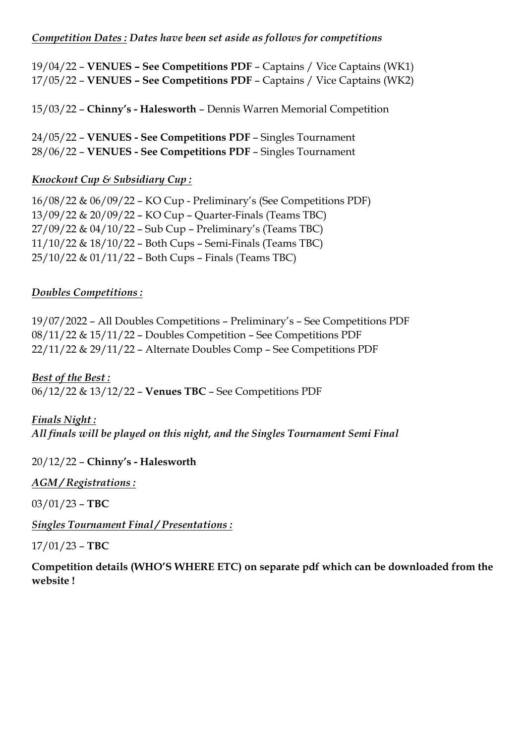***Competition Dates :*** ***Dates have been set aside as follows for competitions***

19/04/22 – **VENUES – See Competitions PDF** – Captains / Vice Captains (WK1)
17/05/22 – **VENUES – See Competitions PDF** – Captains / Vice Captains (WK2)

15/03/22 – **Chinny's - Halesworth** – Dennis Warren Memorial Competition

24/05/22 – **VENUES - See Competitions PDF** – Singles Tournament
28/06/22 – **VENUES - See Competitions PDF** – Singles Tournament

***Knockout Cup & Subsidiary Cup :***

16/08/22 & 06/09/22 – KO Cup - Preliminary's (See Competitions PDF)
13/09/22 & 20/09/22 – KO Cup – Quarter-Finals (Teams TBC)
27/09/22 & 04/10/22 – Sub Cup – Preliminary's (Teams TBC)
11/10/22 & 18/10/22 – Both Cups – Semi-Finals (Teams TBC)
25/10/22 & 01/11/22 – Both Cups – Finals (Teams TBC)

***Doubles Competitions :***

19/07/2022 – All Doubles Competitions – Preliminary's – See Competitions PDF
08/11/22 & 15/11/22 – Doubles Competition – See Competitions PDF
22/11/22 & 29/11/22 – Alternate Doubles Comp – See Competitions PDF

***Best of the Best :***
06/12/22 & 13/12/22 – **Venues TBC** – See Competitions PDF

***Finals Night :***
***All finals will be played on this night, and the Singles Tournament Semi Final***

20/12/22 – **Chinny's - Halesworth**

***AGM / Registrations :***

03/01/23 – **TBC**

***Singles Tournament Final / Presentations :***

17/01/23 – **TBC**

**Competition details (WHO'S WHERE ETC) on separate pdf which can be downloaded from the website !**